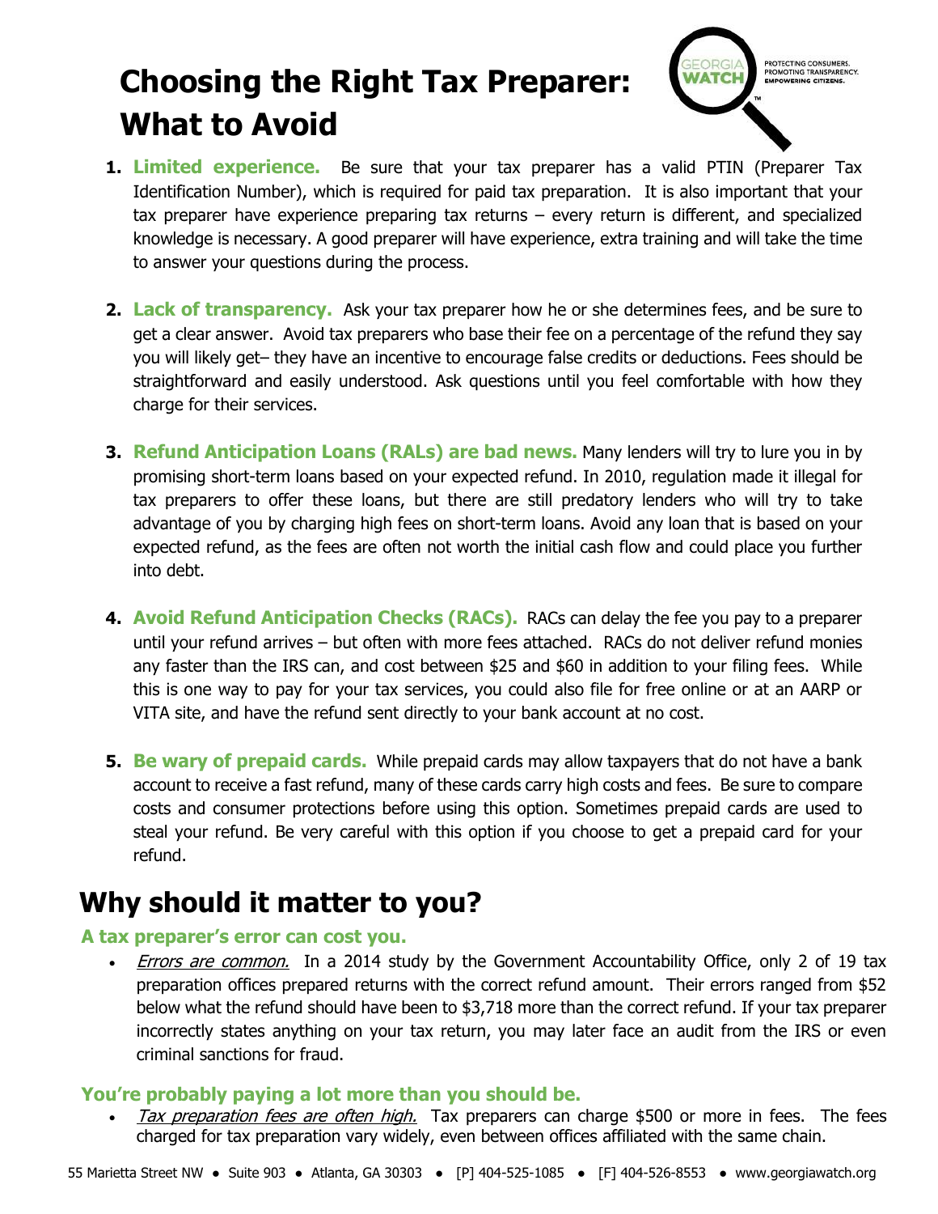# Choosing the Right Tax Preparer: What to Avoid

GEORGIA WATCH — PROTECTING CONSUMERS. PROMOTING TRANSPARENCY. EMPOWERING CITIZENS.

1. **Limited experience.** Be sure that your tax preparer has a valid PTIN (Preparer Tax Identification Number), which is required for paid tax preparation. It is also important that your tax preparer have experience preparing tax returns – every return is different, and specialized knowledge is necessary. A good preparer will have experience, extra training and will take the time to answer your questions during the process.

2. **Lack of transparency.** Ask your tax preparer how he or she determines fees, and be sure to get a clear answer. Avoid tax preparers who base their fee on a percentage of the refund they say you will likely get– they have an incentive to encourage false credits or deductions. Fees should be straightforward and easily understood. Ask questions until you feel comfortable with how they charge for their services.

3. **Refund Anticipation Loans (RALs) are bad news.** Many lenders will try to lure you in by promising short-term loans based on your expected refund. In 2010, regulation made it illegal for tax preparers to offer these loans, but there are still predatory lenders who will try to take advantage of you by charging high fees on short-term loans. Avoid any loan that is based on your expected refund, as the fees are often not worth the initial cash flow and could place you further into debt.

4. **Avoid Refund Anticipation Checks (RACs).** RACs can delay the fee you pay to a preparer until your refund arrives – but often with more fees attached. RACs do not deliver refund monies any faster than the IRS can, and cost between $25 and $60 in addition to your filing fees. While this is one way to pay for your tax services, you could also file for free online or at an AARP or VITA site, and have the refund sent directly to your bank account at no cost.

5. **Be wary of prepaid cards.** While prepaid cards may allow taxpayers that do not have a bank account to receive a fast refund, many of these cards carry high costs and fees. Be sure to compare costs and consumer protections before using this option. Sometimes prepaid cards are used to steal your refund. Be very careful with this option if you choose to get a prepaid card for your refund.

## Why should it matter to you?

### A tax preparer's error can cost you.

- *Errors are common.* In a 2014 study by the Government Accountability Office, only 2 of 19 tax preparation offices prepared returns with the correct refund amount. Their errors ranged from $52 below what the refund should have been to $3,718 more than the correct refund. If your tax preparer incorrectly states anything on your tax return, you may later face an audit from the IRS or even criminal sanctions for fraud.

### You're probably paying a lot more than you should be.

- *Tax preparation fees are often high.* Tax preparers can charge $500 or more in fees. The fees charged for tax preparation vary widely, even between offices affiliated with the same chain.

55 Marietta Street NW ● Suite 903 ● Atlanta, GA 30303 ● [P] 404-525-1085 ● [F] 404-526-8553 ● www.georgiawatch.org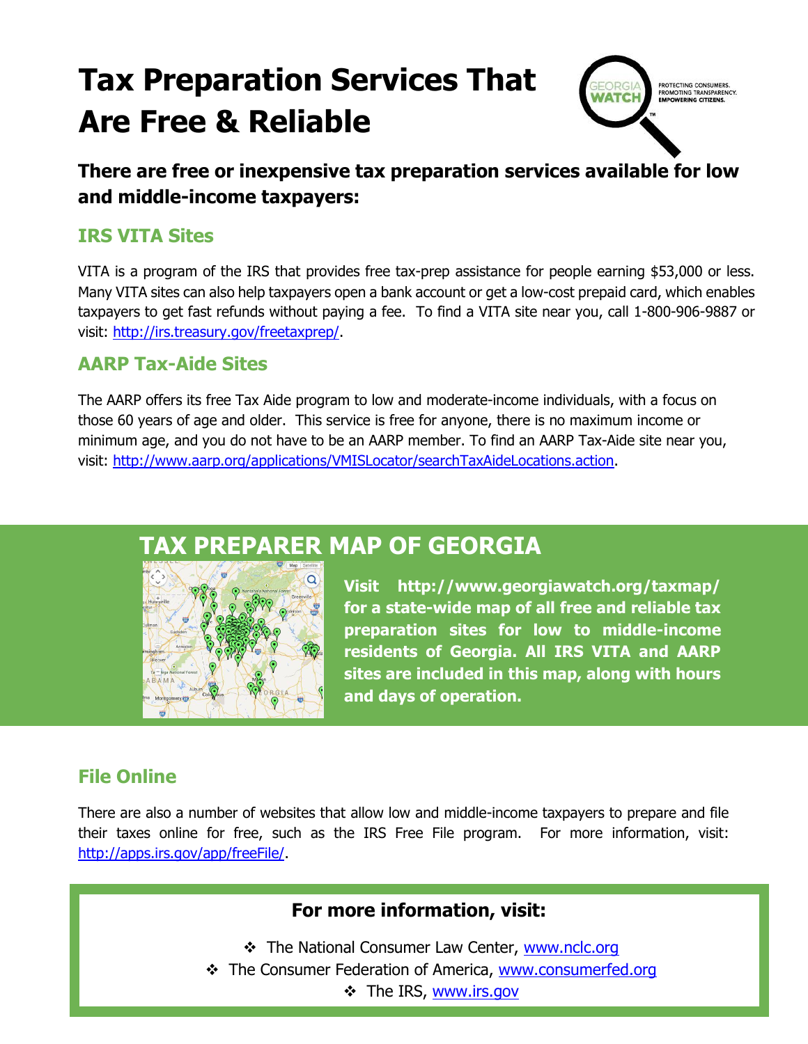# Tax Preparation Services That Are Free & Reliable

PROTECTING CONSUMERS. PROMOTING TRANSPARENCY. EMPOWERING CITIZENS.

### There are free or inexpensive tax preparation services available for low and middle-income taxpayers:

## IRS VITA Sites

VITA is a program of the IRS that provides free tax-prep assistance for people earning $53,000 or less. Many VITA sites can also help taxpayers open a bank account or get a low-cost prepaid card, which enables taxpayers to get fast refunds without paying a fee. To find a VITA site near you, call 1-800-906-9887 or visit: http://irs.treasury.gov/freetaxprep/.

## AARP Tax-Aide Sites

The AARP offers its free Tax Aide program to low and moderate-income individuals, with a focus on those 60 years of age and older. This service is free for anyone, there is no maximum income or minimum age, and you do not have to be an AARP member. To find an AARP Tax-Aide site near you, visit: http://www.aarp.org/applications/VMISLocator/searchTaxAideLocations.action.

## TAX PREPARER MAP OF GEORGIA

**Visit http://www.georgiawatch.org/taxmap/ for a state-wide map of all free and reliable tax preparation sites for low to middle-income residents of Georgia. All IRS VITA and AARP sites are included in this map, along with hours and days of operation.**

## File Online

There are also a number of websites that allow low and middle-income taxpayers to prepare and file their taxes online for free, such as the IRS Free File program. For more information, visit: http://apps.irs.gov/app/freeFile/.

### For more information, visit:

- The National Consumer Law Center, www.nclc.org
- The Consumer Federation of America, www.consumerfed.org
- The IRS, www.irs.gov